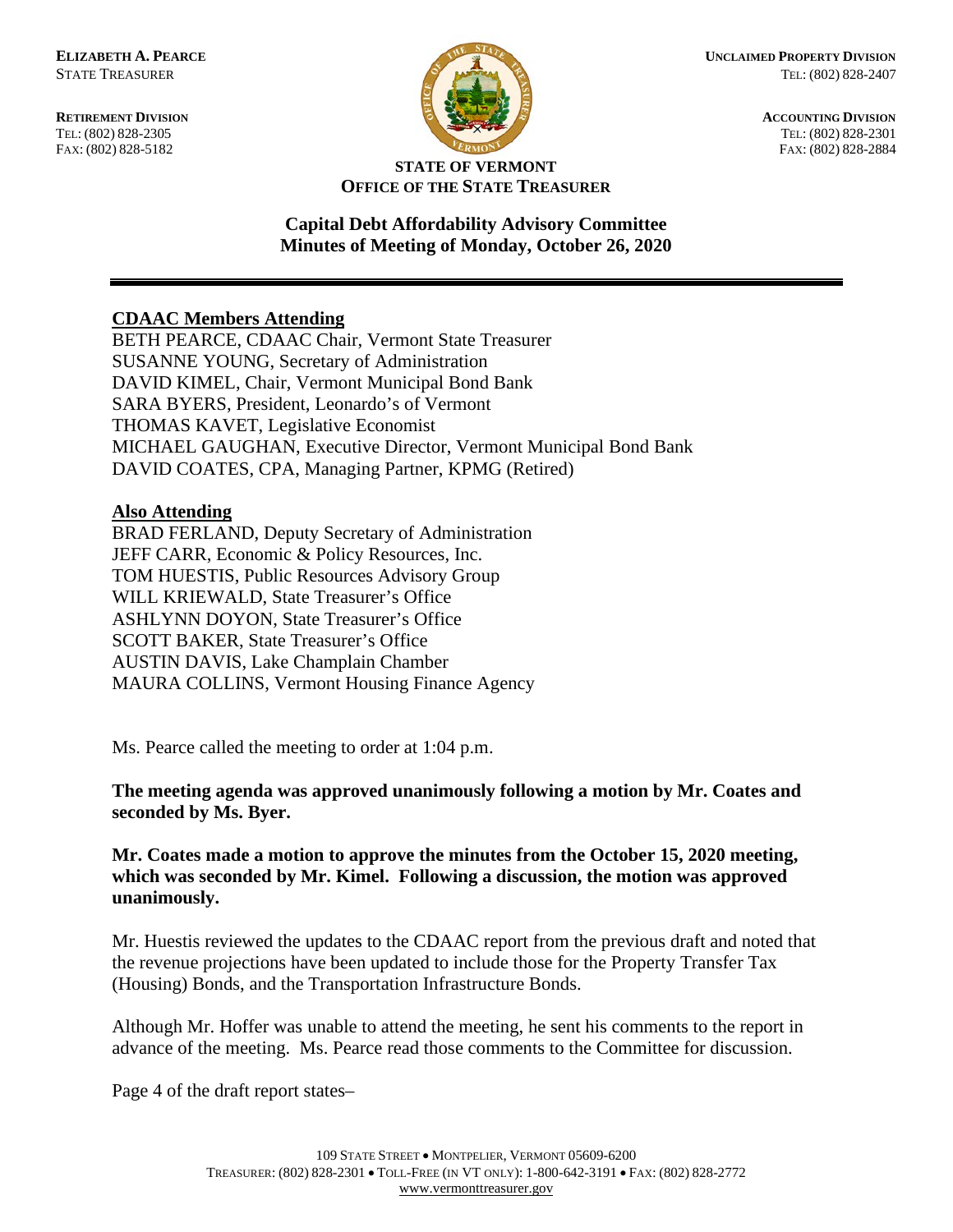**ELIZABETH A. PEARCE**
STATE TREASURER

**RETIREMENT DIVISION**
TEL: (802) 828-2305
FAX: (802) 828-5182

**UNCLAIMED PROPERTY DIVISION**
TEL: (802) 828-2407

**ACCOUNTING DIVISION**
TEL: (802) 828-2301
FAX: (802) 828-2884

**STATE OF VERMONT**
**OFFICE OF THE STATE TREASURER**

# Capital Debt Affordability Advisory Committee
# Minutes of Meeting of Monday, October 26, 2020

---

**CDAAC Members Attending**

BETH PEARCE, CDAAC Chair, Vermont State Treasurer
SUSANNE YOUNG, Secretary of Administration
DAVID KIMEL, Chair, Vermont Municipal Bond Bank
SARA BYERS, President, Leonardo's of Vermont
THOMAS KAVET, Legislative Economist
MICHAEL GAUGHAN, Executive Director, Vermont Municipal Bond Bank
DAVID COATES, CPA, Managing Partner, KPMG (Retired)

**Also Attending**

BRAD FERLAND, Deputy Secretary of Administration
JEFF CARR, Economic & Policy Resources, Inc.
TOM HUESTIS, Public Resources Advisory Group
WILL KRIEWALD, State Treasurer's Office
ASHLYNN DOYON, State Treasurer's Office
SCOTT BAKER, State Treasurer's Office
AUSTIN DAVIS, Lake Champlain Chamber
MAURA COLLINS, Vermont Housing Finance Agency

Ms. Pearce called the meeting to order at 1:04 p.m.

**The meeting agenda was approved unanimously following a motion by Mr. Coates and seconded by Ms. Byer.**

**Mr. Coates made a motion to approve the minutes from the October 15, 2020 meeting, which was seconded by Mr. Kimel. Following a discussion, the motion was approved unanimously.**

Mr. Huestis reviewed the updates to the CDAAC report from the previous draft and noted that the revenue projections have been updated to include those for the Property Transfer Tax (Housing) Bonds, and the Transportation Infrastructure Bonds.

Although Mr. Hoffer was unable to attend the meeting, he sent his comments to the report in advance of the meeting. Ms. Pearce read those comments to the Committee for discussion.

Page 4 of the draft report states–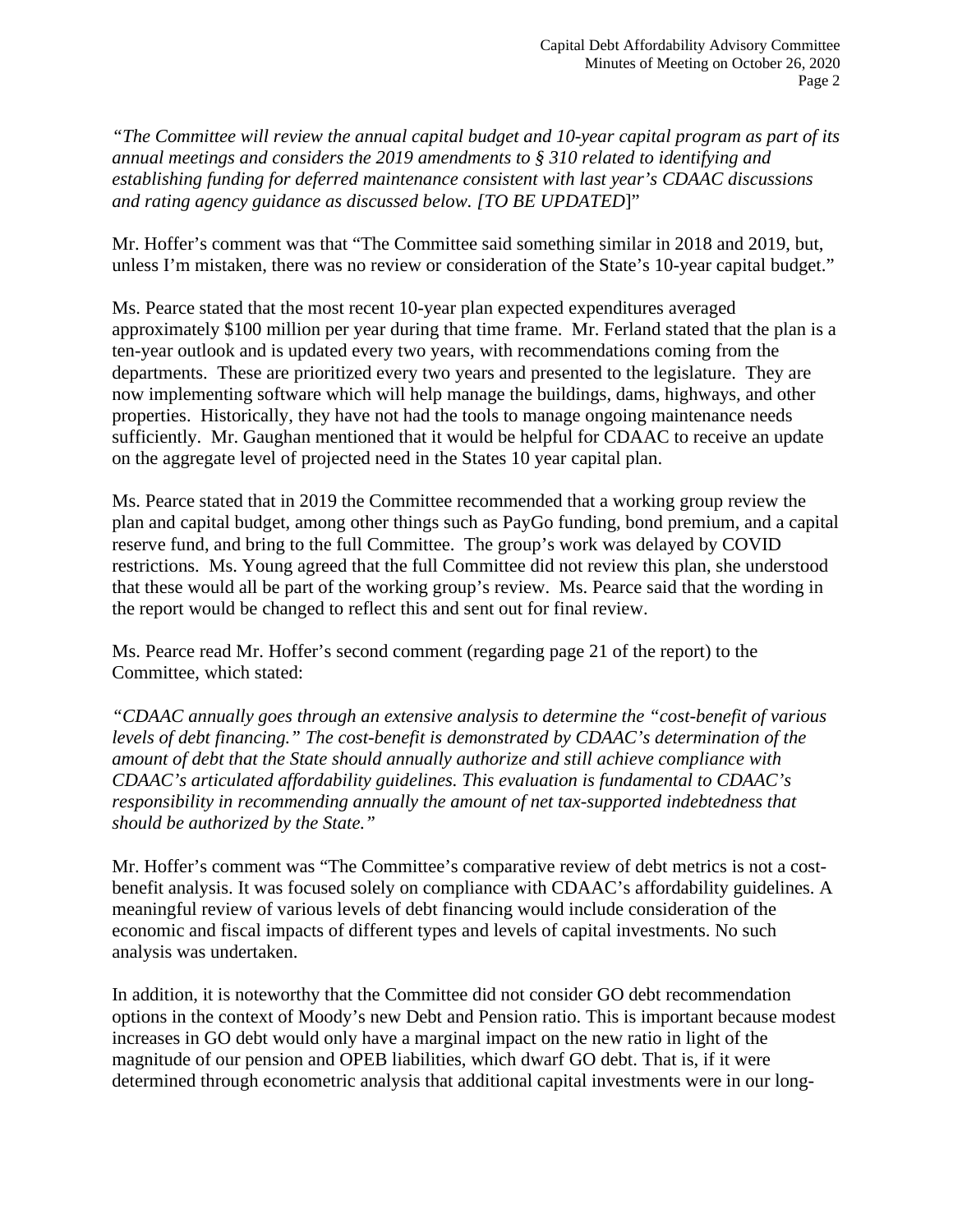*"The Committee will review the annual capital budget and 10-year capital program as part of its annual meetings and considers the 2019 amendments to § 310 related to identifying and establishing funding for deferred maintenance consistent with last year's CDAAC discussions and rating agency guidance as discussed below. [TO BE UPDATED*]"

Mr. Hoffer's comment was that "The Committee said something similar in 2018 and 2019, but, unless I'm mistaken, there was no review or consideration of the State's 10-year capital budget."

Ms. Pearce stated that the most recent 10-year plan expected expenditures averaged approximately $100 million per year during that time frame. Mr. Ferland stated that the plan is a ten-year outlook and is updated every two years, with recommendations coming from the departments. These are prioritized every two years and presented to the legislature. They are now implementing software which will help manage the buildings, dams, highways, and other properties. Historically, they have not had the tools to manage ongoing maintenance needs sufficiently. Mr. Gaughan mentioned that it would be helpful for CDAAC to receive an update on the aggregate level of projected need in the States 10 year capital plan.

Ms. Pearce stated that in 2019 the Committee recommended that a working group review the plan and capital budget, among other things such as PayGo funding, bond premium, and a capital reserve fund, and bring to the full Committee. The group's work was delayed by COVID restrictions. Ms. Young agreed that the full Committee did not review this plan, she understood that these would all be part of the working group's review. Ms. Pearce said that the wording in the report would be changed to reflect this and sent out for final review.

Ms. Pearce read Mr. Hoffer's second comment (regarding page 21 of the report) to the Committee, which stated:

*"CDAAC annually goes through an extensive analysis to determine the "cost-benefit of various levels of debt financing." The cost-benefit is demonstrated by CDAAC's determination of the amount of debt that the State should annually authorize and still achieve compliance with CDAAC's articulated affordability guidelines. This evaluation is fundamental to CDAAC's responsibility in recommending annually the amount of net tax-supported indebtedness that should be authorized by the State."*

Mr. Hoffer's comment was "The Committee's comparative review of debt metrics is not a cost-benefit analysis. It was focused solely on compliance with CDAAC's affordability guidelines. A meaningful review of various levels of debt financing would include consideration of the economic and fiscal impacts of different types and levels of capital investments. No such analysis was undertaken.

In addition, it is noteworthy that the Committee did not consider GO debt recommendation options in the context of Moody's new Debt and Pension ratio. This is important because modest increases in GO debt would only have a marginal impact on the new ratio in light of the magnitude of our pension and OPEB liabilities, which dwarf GO debt. That is, if it were determined through econometric analysis that additional capital investments were in our long-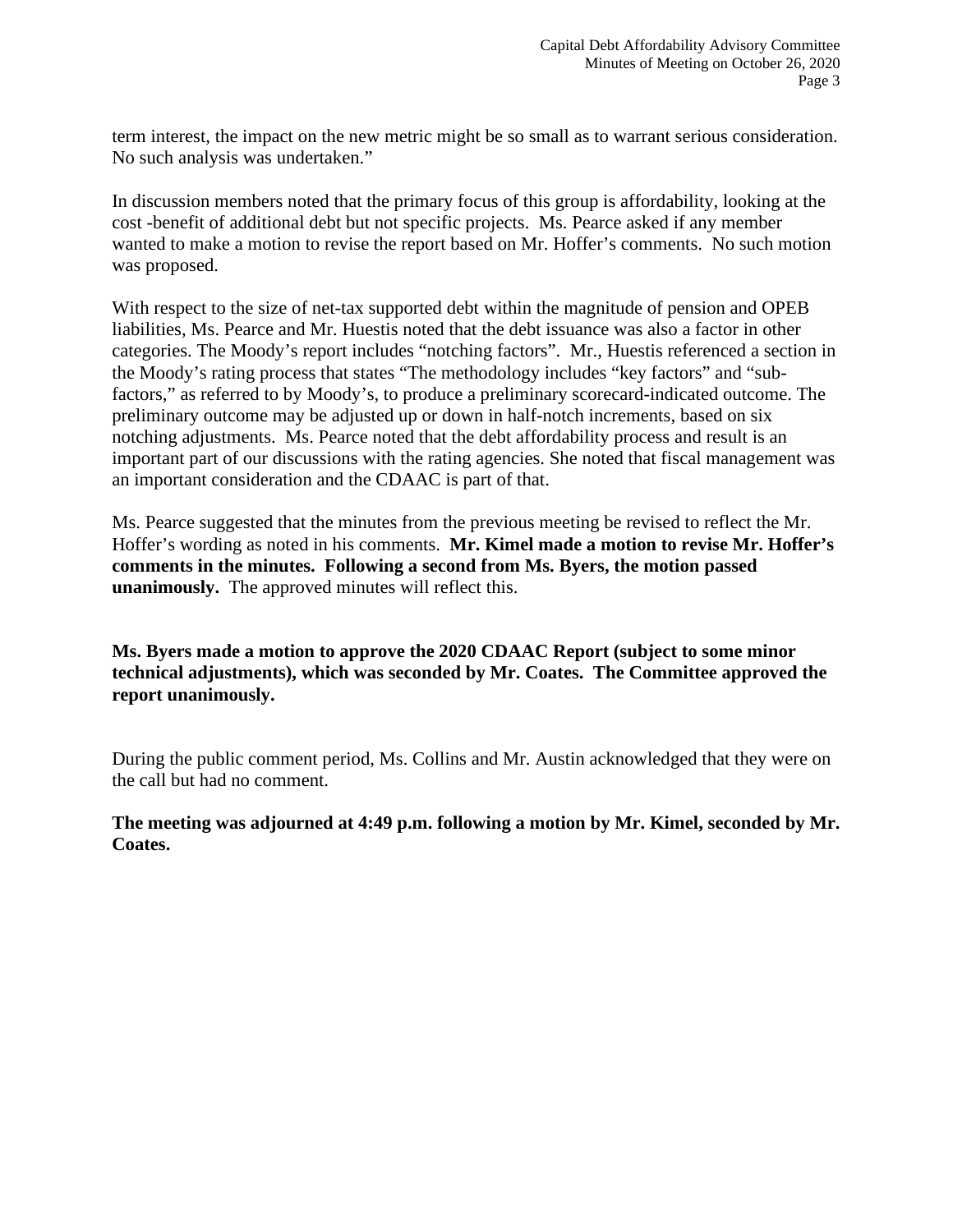term interest, the impact on the new metric might be so small as to warrant serious consideration. No such analysis was undertaken."

In discussion members noted that the primary focus of this group is affordability, looking at the cost -benefit of additional debt but not specific projects. Ms. Pearce asked if any member wanted to make a motion to revise the report based on Mr. Hoffer's comments. No such motion was proposed.

With respect to the size of net-tax supported debt within the magnitude of pension and OPEB liabilities, Ms. Pearce and Mr. Huestis noted that the debt issuance was also a factor in other categories. The Moody's report includes "notching factors". Mr., Huestis referenced a section in the Moody's rating process that states "The methodology includes "key factors" and "sub-factors," as referred to by Moody's, to produce a preliminary scorecard-indicated outcome. The preliminary outcome may be adjusted up or down in half-notch increments, based on six notching adjustments. Ms. Pearce noted that the debt affordability process and result is an important part of our discussions with the rating agencies. She noted that fiscal management was an important consideration and the CDAAC is part of that.

Ms. Pearce suggested that the minutes from the previous meeting be revised to reflect the Mr. Hoffer's wording as noted in his comments. **Mr. Kimel made a motion to revise Mr. Hoffer's comments in the minutes. Following a second from Ms. Byers, the motion passed unanimously.** The approved minutes will reflect this.

**Ms. Byers made a motion to approve the 2020 CDAAC Report (subject to some minor technical adjustments), which was seconded by Mr. Coates. The Committee approved the report unanimously.**

During the public comment period, Ms. Collins and Mr. Austin acknowledged that they were on the call but had no comment.

**The meeting was adjourned at 4:49 p.m. following a motion by Mr. Kimel, seconded by Mr. Coates.**